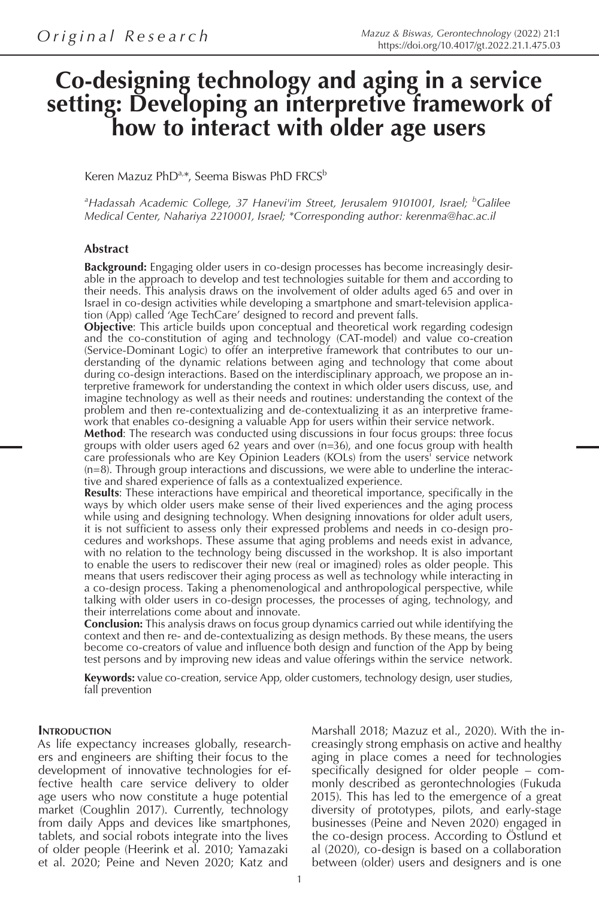*Original Research*

# Co-designing technology and aging in a service setting: Developing an interpretive framework of how to interact with older age users

Keren Mazuz PhD[a,*], Seema Biswas PhD FRCS[b]

[a]*Hadassah Academic College, 37 Hanevi'im Street, Jerusalem 9101001, Israel;* [b]*Galilee Medical Center, Nahariya 2210001, Israel; \*Corresponding author: kerenma@hac.ac.il*

### Abstract

**Background:** Engaging older users in co-design processes has become increasingly desirable in the approach to develop and test technologies suitable for them and according to their needs. This analysis draws on the involvement of older adults aged 65 and over in Israel in co-design activities while developing a smartphone and smart-television application (App) called 'Age TechCare' designed to record and prevent falls.

**Objective**: This article builds upon conceptual and theoretical work regarding codesign and the co-constitution of aging and technology (CAT-model) and value co-creation (Service-Dominant Logic) to offer an interpretive framework that contributes to our understanding of the dynamic relations between aging and technology that come about during co-design interactions. Based on the interdisciplinary approach, we propose an interpretive framework for understanding the context in which older users discuss, use, and imagine technology as well as their needs and routines: understanding the context of the problem and then re-contextualizing and de-contextualizing it as an interpretive framework that enables co-designing a valuable App for users within their service network.

**Method**: The research was conducted using discussions in four focus groups: three focus groups with older users aged 62 years and over (n=36), and one focus group with health care professionals who are Key Opinion Leaders (KOLs) from the users' service network (n=8). Through group interactions and discussions, we were able to underline the interactive and shared experience of falls as a contextualized experience.

**Results**: These interactions have empirical and theoretical importance, specifically in the ways by which older users make sense of their lived experiences and the aging process while using and designing technology. When designing innovations for older adult users, it is not sufficient to assess only their expressed problems and needs in co-design procedures and workshops. These assume that aging problems and needs exist in advance, with no relation to the technology being discussed in the workshop. It is also important to enable the users to rediscover their new (real or imagined) roles as older people. This means that users rediscover their aging process as well as technology while interacting in a co-design process. Taking a phenomenological and anthropological perspective, while talking with older users in co-design processes, the processes of aging, technology, and their interrelations come about and innovate.

**Conclusion:** This analysis draws on focus group dynamics carried out while identifying the context and then re- and de-contextualizing as design methods. By these means, the users become co-creators of value and influence both design and function of the App by being test persons and by improving new ideas and value offerings within the service network.

**Keywords:** value co-creation, service App, older customers, technology design, user studies, fall prevention

## Introduction

As life expectancy increases globally, researchers and engineers are shifting their focus to the development of innovative technologies for effective health care service delivery to older age users who now constitute a huge potential market (Coughlin 2017). Currently, technology from daily Apps and devices like smartphones, tablets, and social robots integrate into the lives of older people (Heerink et al. 2010; Yamazaki et al. 2020; Peine and Neven 2020; Katz and Marshall 2018; Mazuz et al., 2020). With the increasingly strong emphasis on active and healthy aging in place comes a need for technologies specifically designed for older people – commonly described as gerontechnologies (Fukuda 2015). This has led to the emergence of a great diversity of prototypes, pilots, and early-stage businesses (Peine and Neven 2020) engaged in the co-design process. According to Östlund et al (2020), co-design is based on a collaboration between (older) users and designers and is one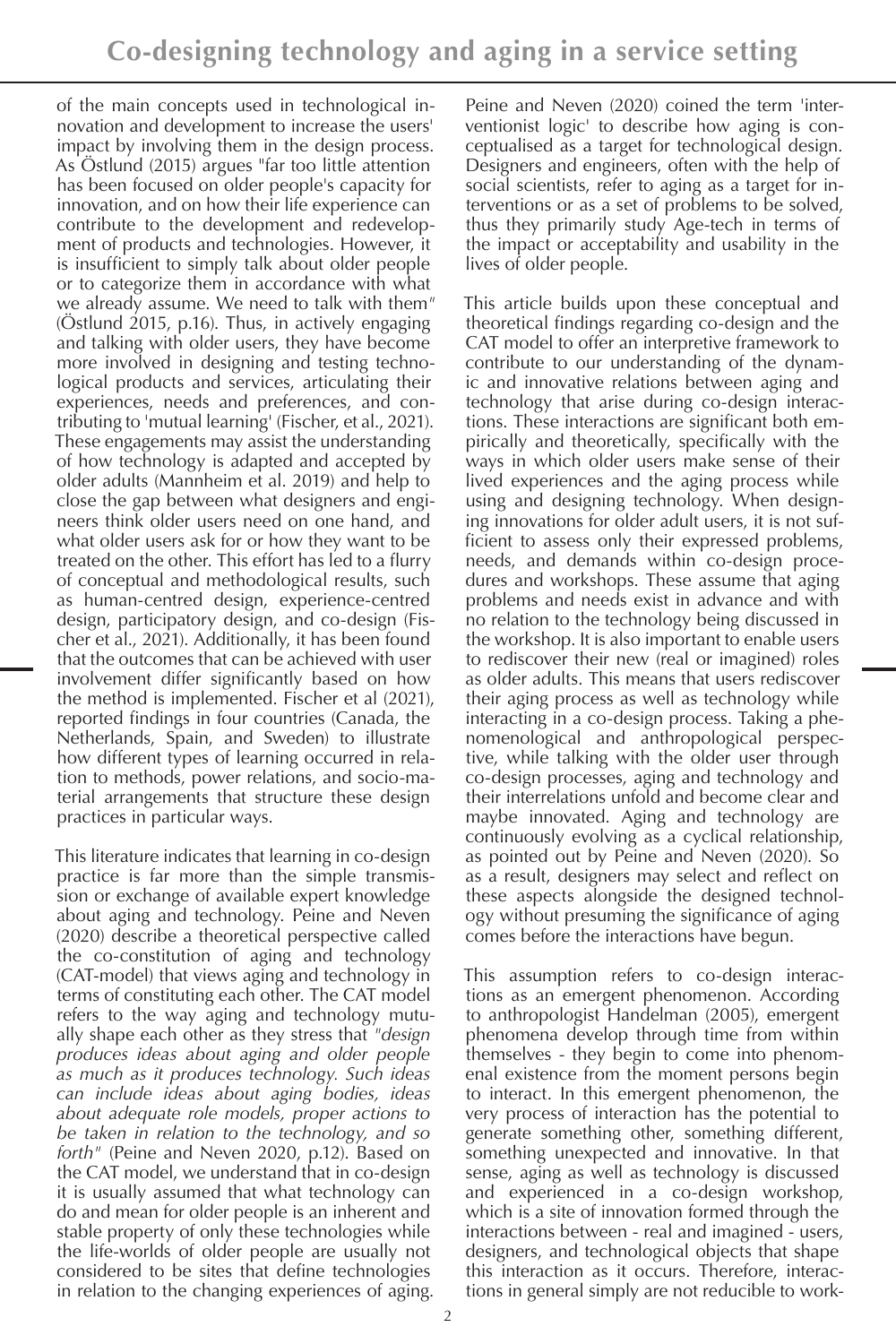of the main concepts used in technological innovation and development to increase the users' impact by involving them in the design process. As Östlund (2015) argues "far too little attention has been focused on older people's capacity for innovation, and on how their life experience can contribute to the development and redevelopment of products and technologies. However, it is insufficient to simply talk about older people or to categorize them in accordance with what we already assume. We need to talk with them" (Östlund 2015, p.16). Thus, in actively engaging and talking with older users, they have become more involved in designing and testing technological products and services, articulating their experiences, needs and preferences, and contributing to 'mutual learning' (Fischer, et al., 2021). These engagements may assist the understanding of how technology is adapted and accepted by older adults (Mannheim et al. 2019) and help to close the gap between what designers and engineers think older users need on one hand, and what older users ask for or how they want to be treated on the other. This effort has led to a flurry of conceptual and methodological results, such as human-centred design, experience-centred design, participatory design, and co-design (Fischer et al., 2021). Additionally, it has been found that the outcomes that can be achieved with user involvement differ significantly based on how the method is implemented. Fischer et al (2021), reported findings in four countries (Canada, the Netherlands, Spain, and Sweden) to illustrate how different types of learning occurred in relation to methods, power relations, and socio-material arrangements that structure these design practices in particular ways.

This literature indicates that learning in co-design practice is far more than the simple transmission or exchange of available expert knowledge about aging and technology. Peine and Neven (2020) describe a theoretical perspective called the co-constitution of aging and technology (CAT-model) that views aging and technology in terms of constituting each other. The CAT model refers to the way aging and technology mutually shape each other as they stress that *"design produces ideas about aging and older people as much as it produces technology. Such ideas can include ideas about aging bodies, ideas about adequate role models, proper actions to be taken in relation to the technology, and so forth"* (Peine and Neven 2020, p.12). Based on the CAT model, we understand that in co-design it is usually assumed that what technology can do and mean for older people is an inherent and stable property of only these technologies while the life-worlds of older people are usually not considered to be sites that define technologies in relation to the changing experiences of aging.

Peine and Neven (2020) coined the term 'interventionist logic' to describe how aging is conceptualised as a target for technological design. Designers and engineers, often with the help of social scientists, refer to aging as a target for interventions or as a set of problems to be solved, thus they primarily study Age-tech in terms of the impact or acceptability and usability in the lives of older people.

This article builds upon these conceptual and theoretical findings regarding co-design and the CAT model to offer an interpretive framework to contribute to our understanding of the dynamic and innovative relations between aging and technology that arise during co-design interactions. These interactions are significant both empirically and theoretically, specifically with the ways in which older users make sense of their lived experiences and the aging process while using and designing technology. When designing innovations for older adult users, it is not sufficient to assess only their expressed problems, needs, and demands within co-design procedures and workshops. These assume that aging problems and needs exist in advance and with no relation to the technology being discussed in the workshop. It is also important to enable users to rediscover their new (real or imagined) roles as older adults. This means that users rediscover their aging process as well as technology while interacting in a co-design process. Taking a phenomenological and anthropological perspective, while talking with the older user through co-design processes, aging and technology and their interrelations unfold and become clear and maybe innovated. Aging and technology are continuously evolving as a cyclical relationship, as pointed out by Peine and Neven (2020). So as a result, designers may select and reflect on these aspects alongside the designed technology without presuming the significance of aging comes before the interactions have begun.

This assumption refers to co-design interactions as an emergent phenomenon. According to anthropologist Handelman (2005), emergent phenomena develop through time from within themselves - they begin to come into phenomenal existence from the moment persons begin to interact. In this emergent phenomenon, the very process of interaction has the potential to generate something other, something different, something unexpected and innovative. In that sense, aging as well as technology is discussed and experienced in a co-design workshop, which is a site of innovation formed through the interactions between - real and imagined - users, designers, and technological objects that shape this interaction as it occurs. Therefore, interactions in general simply are not reducible to work-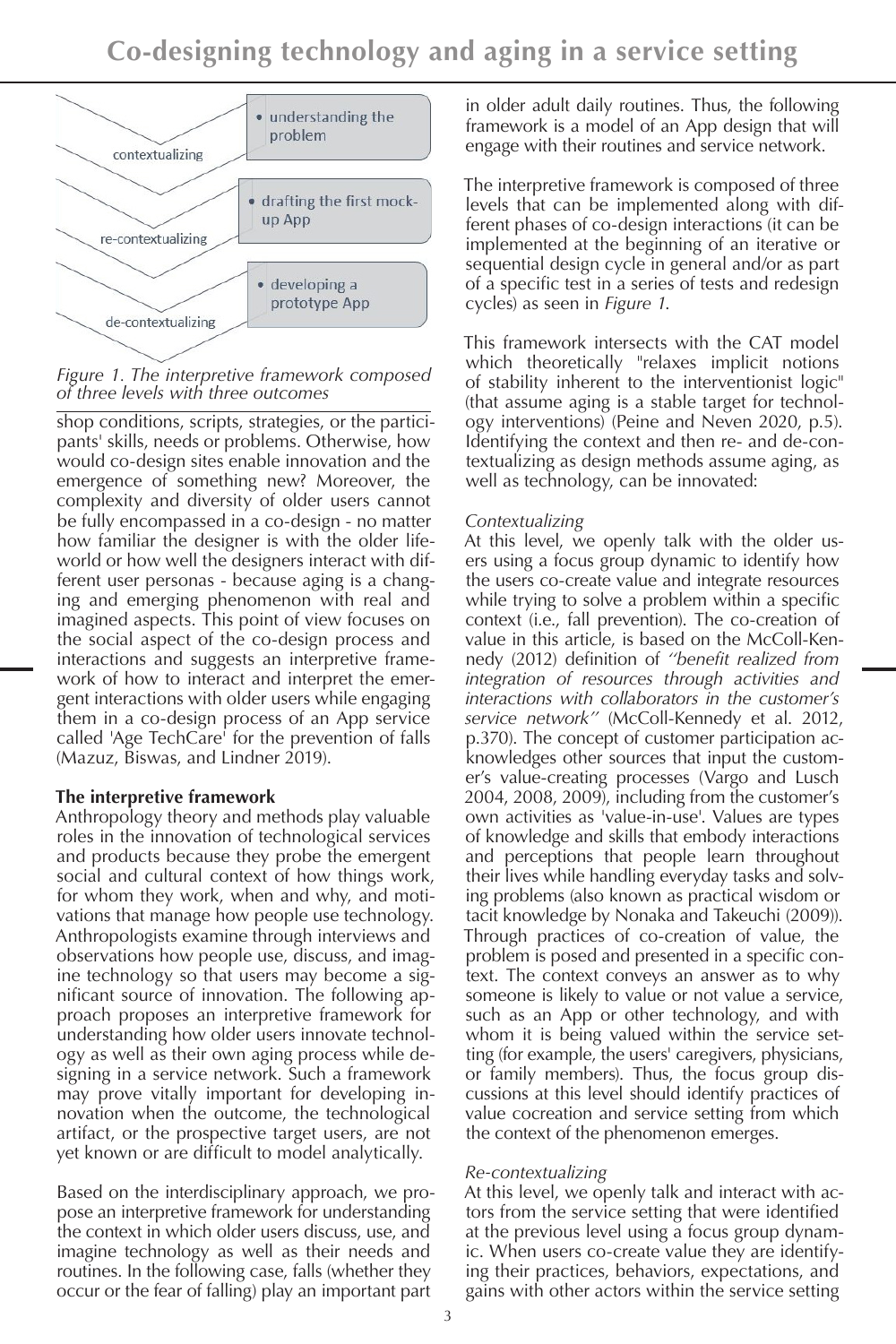contextualizing
- understanding the problem

re-contextualizing
- drafting the first mock-up App

de-contextualizing
- developing a prototype App

*Figure 1. The interpretive framework composed of three levels with three outcomes*

shop conditions, scripts, strategies, or the participants' skills, needs or problems. Otherwise, how would co-design sites enable innovation and the emergence of something new? Moreover, the complexity and diversity of older users cannot be fully encompassed in a co-design - no matter how familiar the designer is with the older life-world or how well the designers interact with different user personas - because aging is a changing and emerging phenomenon with real and imagined aspects. This point of view focuses on the social aspect of the co-design process and interactions and suggests an interpretive framework of how to interact and interpret the emergent interactions with older users while engaging them in a co-design process of an App service called 'Age TechCare' for the prevention of falls (Mazuz, Biswas, and Lindner 2019).

**The interpretive framework**

Anthropology theory and methods play valuable roles in the innovation of technological services and products because they probe the emergent social and cultural context of how things work, for whom they work, when and why, and motivations that manage how people use technology. Anthropologists examine through interviews and observations how people use, discuss, and imagine technology so that users may become a significant source of innovation. The following approach proposes an interpretive framework for understanding how older users innovate technology as well as their own aging process while designing in a service network. Such a framework may prove vitally important for developing innovation when the outcome, the technological artifact, or the prospective target users, are not yet known or are difficult to model analytically.

Based on the interdisciplinary approach, we propose an interpretive framework for understanding the context in which older users discuss, use, and imagine technology as well as their needs and routines. In the following case, falls (whether they occur or the fear of falling) play an important part in older adult daily routines. Thus, the following framework is a model of an App design that will engage with their routines and service network.

The interpretive framework is composed of three levels that can be implemented along with different phases of co-design interactions (it can be implemented at the beginning of an iterative or sequential design cycle in general and/or as part of a specific test in a series of tests and redesign cycles) as seen in *Figure 1*.

This framework intersects with the CAT model which theoretically "relaxes implicit notions of stability inherent to the interventionist logic" (that assume aging is a stable target for technology interventions) (Peine and Neven 2020, p.5). Identifying the context and then re- and de-contextualizing as design methods assume aging, as well as technology, can be innovated:

*Contextualizing*

At this level, we openly talk with the older users using a focus group dynamic to identify how the users co-create value and integrate resources while trying to solve a problem within a specific context (i.e., fall prevention). The co-creation of value in this article, is based on the McColl-Kennedy (2012) definition of *"benefit realized from integration of resources through activities and interactions with collaborators in the customer's service network"* (McColl-Kennedy et al. 2012, p.370). The concept of customer participation acknowledges other sources that input the customer's value-creating processes (Vargo and Lusch 2004, 2008, 2009), including from the customer's own activities as 'value-in-use'. Values are types of knowledge and skills that embody interactions and perceptions that people learn throughout their lives while handling everyday tasks and solving problems (also known as practical wisdom or tacit knowledge by Nonaka and Takeuchi (2009)). Through practices of co-creation of value, the problem is posed and presented in a specific context. The context conveys an answer as to why someone is likely to value or not value a service, such as an App or other technology, and with whom it is being valued within the service setting (for example, the users' caregivers, physicians, or family members). Thus, the focus group discussions at this level should identify practices of value cocreation and service setting from which the context of the phenomenon emerges.

*Re-contextualizing*

At this level, we openly talk and interact with actors from the service setting that were identified at the previous level using a focus group dynamic. When users co-create value they are identifying their practices, behaviors, expectations, and gains with other actors within the service setting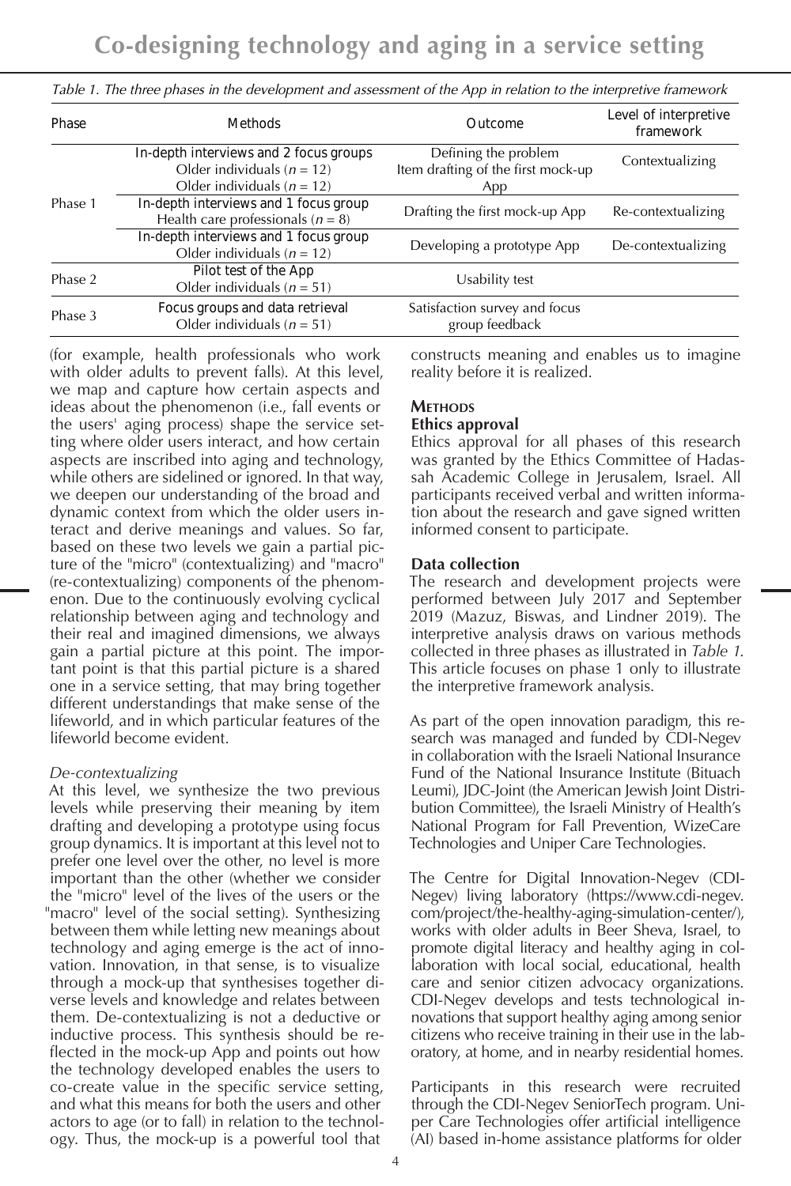*Table 1. The three phases in the development and assessment of the App in relation to the interpretive framework*

| Phase | Methods | Outcome | Level of interpretive framework |
|---|---|---|---|
| Phase 1 | In-depth interviews and 2 focus groups<br>Older individuals ($n = 12$)<br>Older individuals ($n = 12$) | Defining the problem<br>Item drafting of the first mock-up App | Contextualizing |
| | In-depth interviews and 1 focus group<br>Health care professionals ($n = 8$) | Drafting the first mock-up App | Re-contextualizing |
| | In-depth interviews and 1 focus group<br>Older individuals ($n = 12$) | Developing a prototype App | De-contextualizing |
| Phase 2 | Pilot test of the App<br>Older individuals ($n = 51$) | Usability test | |
| Phase 3 | Focus groups and data retrieval<br>Older individuals ($n = 51$) | Satisfaction survey and focus group feedback | |

(for example, health professionals who work with older adults to prevent falls). At this level, we map and capture how certain aspects and ideas about the phenomenon (i.e., fall events or the users' aging process) shape the service setting where older users interact, and how certain aspects are inscribed into aging and technology, while others are sidelined or ignored. In that way, we deepen our understanding of the broad and dynamic context from which the older users interact and derive meanings and values. So far, based on these two levels we gain a partial picture of the "micro" (contextualizing) and "macro" (re-contextualizing) components of the phenomenon. Due to the continuously evolving cyclical relationship between aging and technology and their real and imagined dimensions, we always gain a partial picture at this point. The important point is that this partial picture is a shared one in a service setting, that may bring together different understandings that make sense of the lifeworld, and in which particular features of the lifeworld become evident.

*De-contextualizing*

At this level, we synthesize the two previous levels while preserving their meaning by item drafting and developing a prototype using focus group dynamics. It is important at this level not to prefer one level over the other, no level is more important than the other (whether we consider the "micro" level of the lives of the users or the "macro" level of the social setting). Synthesizing between them while letting new meanings about technology and aging emerge is the act of innovation. Innovation, in that sense, is to visualize through a mock-up that synthesises together diverse levels and knowledge and relates between them. De-contextualizing is not a deductive or inductive process. This synthesis should be reflected in the mock-up App and points out how the technology developed enables the users to co-create value in the specific service setting, and what this means for both the users and other actors to age (or to fall) in relation to the technology. Thus, the mock-up is a powerful tool that constructs meaning and enables us to imagine reality before it is realized.

## Methods

### Ethics approval

Ethics approval for all phases of this research was granted by the Ethics Committee of Hadassah Academic College in Jerusalem, Israel. All participants received verbal and written information about the research and gave signed written informed consent to participate.

### Data collection

The research and development projects were performed between July 2017 and September 2019 (Mazuz, Biswas, and Lindner 2019). The interpretive analysis draws on various methods collected in three phases as illustrated in *Table 1*. This article focuses on phase 1 only to illustrate the interpretive framework analysis.

As part of the open innovation paradigm, this research was managed and funded by CDI-Negev in collaboration with the Israeli National Insurance Fund of the National Insurance Institute (Bituach Leumi), JDC-Joint (the American Jewish Joint Distribution Committee), the Israeli Ministry of Health's National Program for Fall Prevention, WizeCare Technologies and Uniper Care Technologies.

The Centre for Digital Innovation-Negev (CDI-Negev) living laboratory (https://www.cdi-negev.com/project/the-healthy-aging-simulation-center/), works with older adults in Beer Sheva, Israel, to promote digital literacy and healthy aging in collaboration with local social, educational, health care and senior citizen advocacy organizations. CDI-Negev develops and tests technological innovations that support healthy aging among senior citizens who receive training in their use in the laboratory, at home, and in nearby residential homes.

Participants in this research were recruited through the CDI-Negev SeniorTech program. Uniper Care Technologies offer artificial intelligence (AI) based in-home assistance platforms for older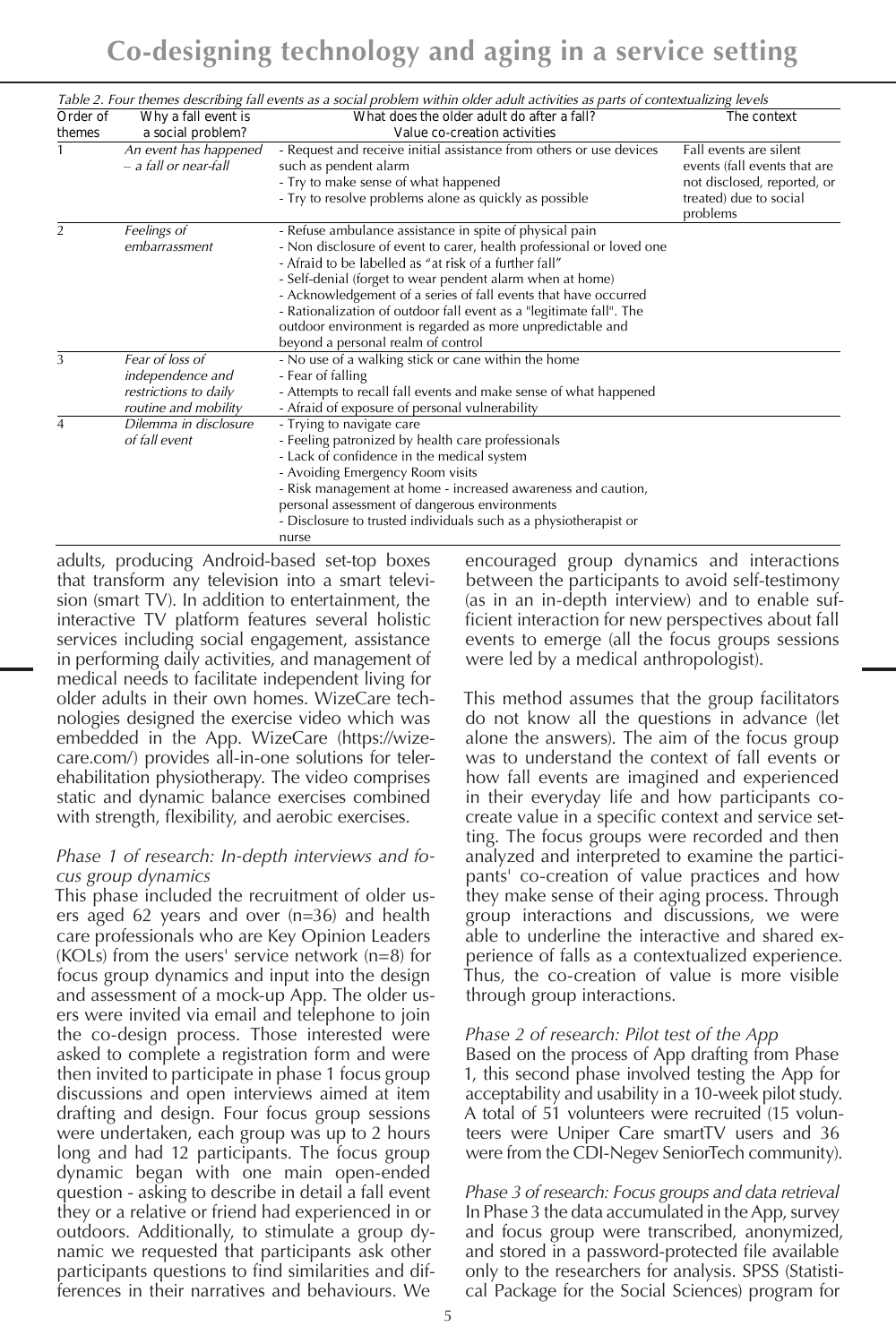*Table 2. Four themes describing fall events as a social problem within older adult activities as parts of contextualizing levels*

| Order of themes | Why a fall event is a social problem? | What does the older adult do after a fall? Value co-creation activities | The context |
|---|---|---|---|
| 1 | *An event has happened – a fall or near-fall* | - Request and receive initial assistance from others or use devices such as pendent alarm<br>- Try to make sense of what happened<br>- Try to resolve problems alone as quickly as possible | Fall events are silent events (fall events that are not disclosed, reported, or treated) due to social problems |
| 2 | *Feelings of embarrassment* | - Refuse ambulance assistance in spite of physical pain<br>- Non disclosure of event to carer, health professional or loved one<br>- Afraid to be labelled as "at risk of a further fall"<br>- Self-denial (forget to wear pendent alarm when at home)<br>- Acknowledgement of a series of fall events that have occurred<br>- Rationalization of outdoor fall event as a "legitimate fall". The outdoor environment is regarded as more unpredictable and beyond a personal realm of control | |
| 3 | *Fear of loss of independence and restrictions to daily routine and mobility* | - No use of a walking stick or cane within the home<br>- Fear of falling<br>- Attempts to recall fall events and make sense of what happened<br>- Afraid of exposure of personal vulnerability | |
| 4 | *Dilemma in disclosure of fall event* | - Trying to navigate care<br>- Feeling patronized by health care professionals<br>- Lack of confidence in the medical system<br>- Avoiding Emergency Room visits<br>- Risk management at home - increased awareness and caution, personal assessment of dangerous environments<br>- Disclosure to trusted individuals such as a physiotherapist or nurse | |

adults, producing Android-based set-top boxes that transform any television into a smart television (smart TV). In addition to entertainment, the interactive TV platform features several holistic services including social engagement, assistance in performing daily activities, and management of medical needs to facilitate independent living for older adults in their own homes. WizeCare technologies designed the exercise video which was embedded in the App. WizeCare (https://wizecare.com/) provides all-in-one solutions for telerehabilitation physiotherapy. The video comprises static and dynamic balance exercises combined with strength, flexibility, and aerobic exercises.

*Phase 1 of research: In-depth interviews and focus group dynamics*

This phase included the recruitment of older users aged 62 years and over (n=36) and health care professionals who are Key Opinion Leaders (KOLs) from the users' service network (n=8) for focus group dynamics and input into the design and assessment of a mock-up App. The older users were invited via email and telephone to join the co-design process. Those interested were asked to complete a registration form and were then invited to participate in phase 1 focus group discussions and open interviews aimed at item drafting and design. Four focus group sessions were undertaken, each group was up to 2 hours long and had 12 participants. The focus group dynamic began with one main open-ended question - asking to describe in detail a fall event they or a relative or friend had experienced in or outdoors. Additionally, to stimulate a group dynamic we requested that participants ask other participants questions to find similarities and differences in their narratives and behaviours. We encouraged group dynamics and interactions between the participants to avoid self-testimony (as in an in-depth interview) and to enable sufficient interaction for new perspectives about fall events to emerge (all the focus groups sessions were led by a medical anthropologist).

This method assumes that the group facilitators do not know all the questions in advance (let alone the answers). The aim of the focus group was to understand the context of fall events or how fall events are imagined and experienced in their everyday life and how participants co-create value in a specific context and service setting. The focus groups were recorded and then analyzed and interpreted to examine the participants' co-creation of value practices and how they make sense of their aging process. Through group interactions and discussions, we were able to underline the interactive and shared experience of falls as a contextualized experience. Thus, the co-creation of value is more visible through group interactions.

*Phase 2 of research: Pilot test of the App*

Based on the process of App drafting from Phase 1, this second phase involved testing the App for acceptability and usability in a 10-week pilot study. A total of 51 volunteers were recruited (15 volunteers were Uniper Care smartTV users and 36 were from the CDI-Negev SeniorTech community).

*Phase 3 of research: Focus groups and data retrieval*

In Phase 3 the data accumulated in the App, survey and focus group were transcribed, anonymized, and stored in a password-protected file available only to the researchers for analysis. SPSS (Statistical Package for the Social Sciences) program for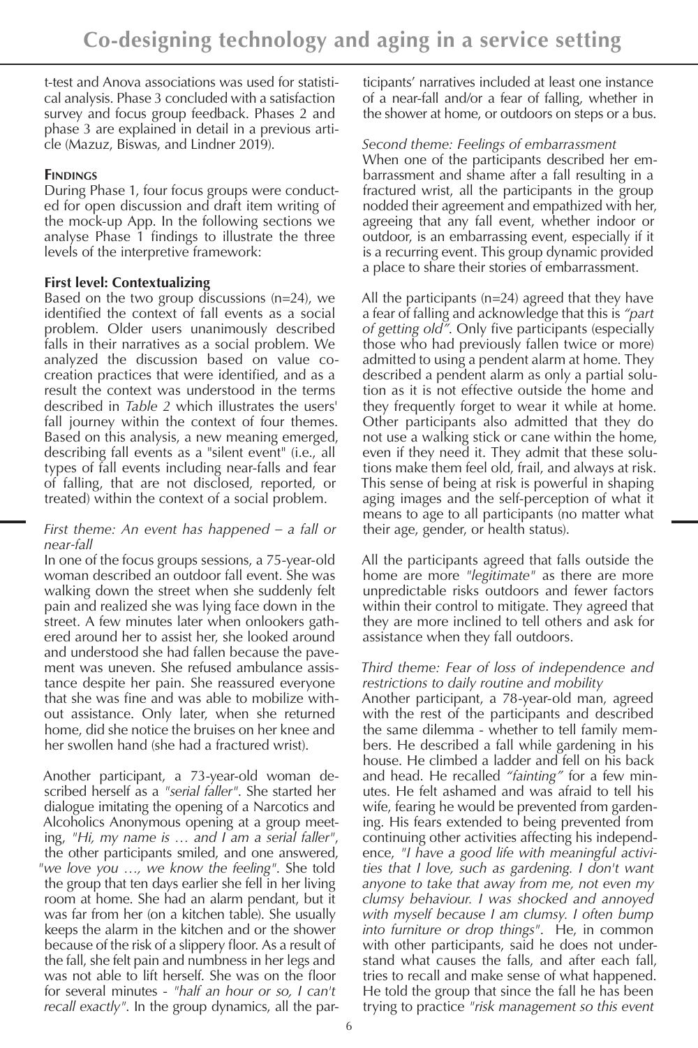t-test and Anova associations was used for statistical analysis. Phase 3 concluded with a satisfaction survey and focus group feedback. Phases 2 and phase 3 are explained in detail in a previous article (Mazuz, Biswas, and Lindner 2019).

## Findings

During Phase 1, four focus groups were conducted for open discussion and draft item writing of the mock-up App. In the following sections we analyse Phase 1 findings to illustrate the three levels of the interpretive framework:

### First level: Contextualizing

Based on the two group discussions (n=24), we identified the context of fall events as a social problem. Older users unanimously described falls in their narratives as a social problem. We analyzed the discussion based on value co-creation practices that were identified, and as a result the context was understood in the terms described in *Table 2* which illustrates the users' fall journey within the context of four themes. Based on this analysis, a new meaning emerged, describing fall events as a "silent event" (i.e., all types of fall events including near-falls and fear of falling, that are not disclosed, reported, or treated) within the context of a social problem.

*First theme: An event has happened – a fall or near-fall*

In one of the focus groups sessions, a 75-year-old woman described an outdoor fall event. She was walking down the street when she suddenly felt pain and realized she was lying face down in the street. A few minutes later when onlookers gathered around her to assist her, she looked around and understood she had fallen because the pavement was uneven. She refused ambulance assistance despite her pain. She reassured everyone that she was fine and was able to mobilize without assistance. Only later, when she returned home, did she notice the bruises on her knee and her swollen hand (she had a fractured wrist).

Another participant, a 73-year-old woman described herself as a *"serial faller"*. She started her dialogue imitating the opening of a Narcotics and Alcoholics Anonymous opening at a group meeting, *"Hi, my name is … and I am a serial faller"*, the other participants smiled, and one answered, *"we love you …, we know the feeling"*. She told the group that ten days earlier she fell in her living room at home. She had an alarm pendant, but it was far from her (on a kitchen table). She usually keeps the alarm in the kitchen and or the shower because of the risk of a slippery floor. As a result of the fall, she felt pain and numbness in her legs and was not able to lift herself. She was on the floor for several minutes - *"half an hour or so, I can't recall exactly"*. In the group dynamics, all the participants' narratives included at least one instance of a near-fall and/or a fear of falling, whether in the shower at home, or outdoors on steps or a bus.

*Second theme: Feelings of embarrassment*

When one of the participants described her embarrassment and shame after a fall resulting in a fractured wrist, all the participants in the group nodded their agreement and empathized with her, agreeing that any fall event, whether indoor or outdoor, is an embarrassing event, especially if it is a recurring event. This group dynamic provided a place to share their stories of embarrassment.

All the participants (n=24) agreed that they have a fear of falling and acknowledge that this is *"part of getting old"*. Only five participants (especially those who had previously fallen twice or more) admitted to using a pendent alarm at home. They described a pendent alarm as only a partial solution as it is not effective outside the home and they frequently forget to wear it while at home. Other participants also admitted that they do not use a walking stick or cane within the home, even if they need it. They admit that these solutions make them feel old, frail, and always at risk. This sense of being at risk is powerful in shaping aging images and the self-perception of what it means to age to all participants (no matter what their age, gender, or health status).

All the participants agreed that falls outside the home are more *"legitimate"* as there are more unpredictable risks outdoors and fewer factors within their control to mitigate. They agreed that they are more inclined to tell others and ask for assistance when they fall outdoors.

*Third theme: Fear of loss of independence and restrictions to daily routine and mobility*

Another participant, a 78-year-old man, agreed with the rest of the participants and described the same dilemma - whether to tell family members. He described a fall while gardening in his house. He climbed a ladder and fell on his back and head. He recalled *"fainting"* for a few minutes. He felt ashamed and was afraid to tell his wife, fearing he would be prevented from gardening. His fears extended to being prevented from continuing other activities affecting his independence, *"I have a good life with meaningful activities that I love, such as gardening. I don't want anyone to take that away from me, not even my clumsy behaviour. I was shocked and annoyed with myself because I am clumsy. I often bump into furniture or drop things"*. He, in common with other participants, said he does not understand what causes the falls, and after each fall, tries to recall and make sense of what happened. He told the group that since the fall he has been trying to practice *"risk management so this event*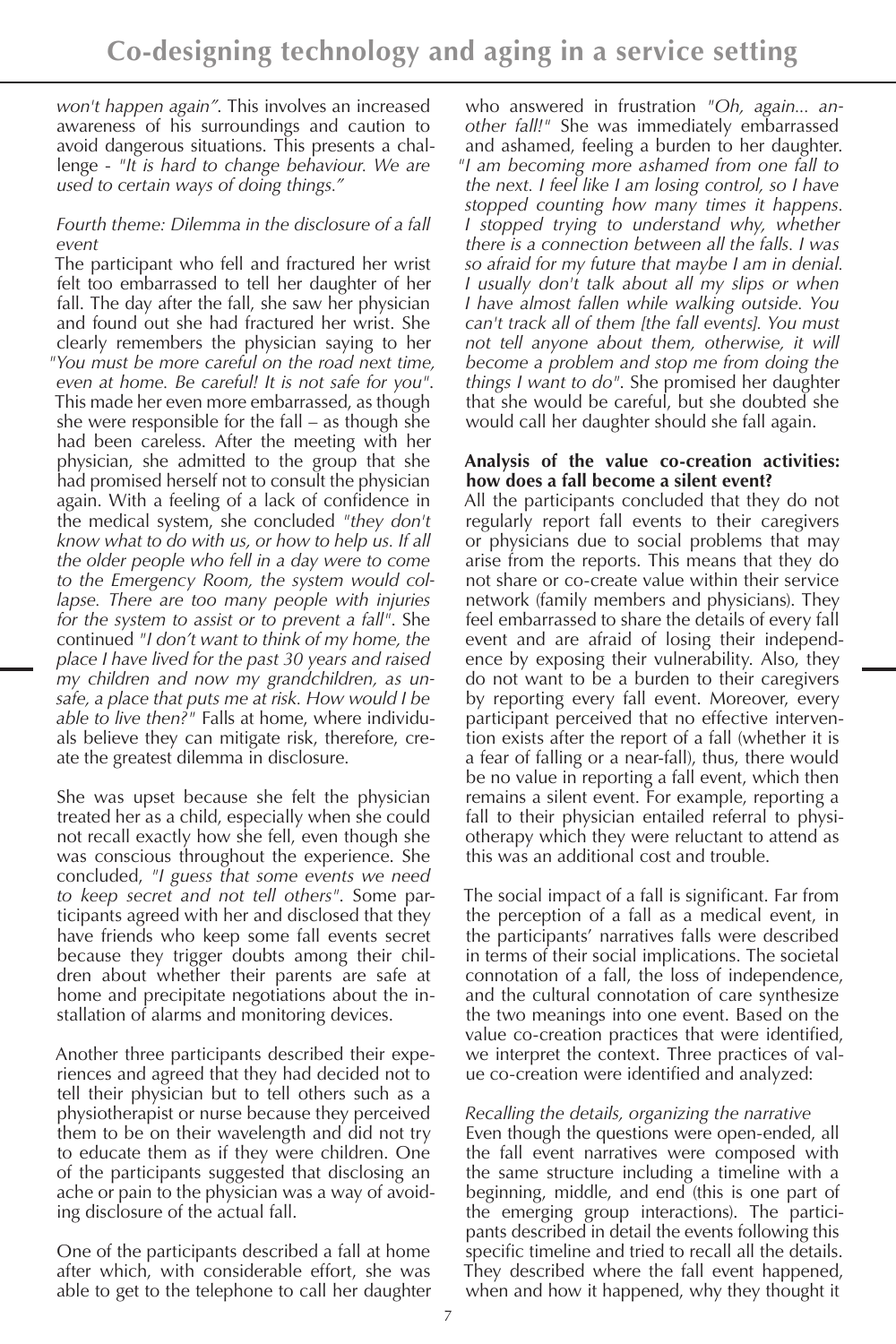won't happen again". This involves an increased awareness of his surroundings and caution to avoid dangerous situations. This presents a challenge - *"It is hard to change behaviour. We are used to certain ways of doing things."*

*Fourth theme: Dilemma in the disclosure of a fall event*

The participant who fell and fractured her wrist felt too embarrassed to tell her daughter of her fall. The day after the fall, she saw her physician and found out she had fractured her wrist. She clearly remembers the physician saying to her *"You must be more careful on the road next time, even at home. Be careful! It is not safe for you"*. This made her even more embarrassed, as though she were responsible for the fall – as though she had been careless. After the meeting with her physician, she admitted to the group that she had promised herself not to consult the physician again. With a feeling of a lack of confidence in the medical system, she concluded *"they don't know what to do with us, or how to help us. If all the older people who fell in a day were to come to the Emergency Room, the system would collapse. There are too many people with injuries for the system to assist or to prevent a fall"*. She continued *"I don't want to think of my home, the place I have lived for the past 30 years and raised my children and now my grandchildren, as unsafe, a place that puts me at risk. How would I be able to live then?"* Falls at home, where individuals believe they can mitigate risk, therefore, create the greatest dilemma in disclosure.

She was upset because she felt the physician treated her as a child, especially when she could not recall exactly how she fell, even though she was conscious throughout the experience. She concluded, *"I guess that some events we need to keep secret and not tell others"*. Some participants agreed with her and disclosed that they have friends who keep some fall events secret because they trigger doubts among their children about whether their parents are safe at home and precipitate negotiations about the installation of alarms and monitoring devices.

Another three participants described their experiences and agreed that they had decided not to tell their physician but to tell others such as a physiotherapist or nurse because they perceived them to be on their wavelength and did not try to educate them as if they were children. One of the participants suggested that disclosing an ache or pain to the physician was a way of avoiding disclosure of the actual fall.

One of the participants described a fall at home after which, with considerable effort, she was able to get to the telephone to call her daughter who answered in frustration *"Oh, again... another fall!"* She was immediately embarrassed and ashamed, feeling a burden to her daughter. *"I am becoming more ashamed from one fall to the next. I feel like I am losing control, so I have stopped counting how many times it happens. I stopped trying to understand why, whether there is a connection between all the falls. I was so afraid for my future that maybe I am in denial. I usually don't talk about all my slips or when I have almost fallen while walking outside. You can't track all of them [the fall events]. You must not tell anyone about them, otherwise, it will become a problem and stop me from doing the things I want to do"*. She promised her daughter that she would be careful, but she doubted she would call her daughter should she fall again.

**Analysis of the value co-creation activities: how does a fall become a silent event?**

All the participants concluded that they do not regularly report fall events to their caregivers or physicians due to social problems that may arise from the reports. This means that they do not share or co-create value within their service network (family members and physicians). They feel embarrassed to share the details of every fall event and are afraid of losing their independence by exposing their vulnerability. Also, they do not want to be a burden to their caregivers by reporting every fall event. Moreover, every participant perceived that no effective intervention exists after the report of a fall (whether it is a fear of falling or a near-fall), thus, there would be no value in reporting a fall event, which then remains a silent event. For example, reporting a fall to their physician entailed referral to physiotherapy which they were reluctant to attend as this was an additional cost and trouble.

The social impact of a fall is significant. Far from the perception of a fall as a medical event, in the participants' narratives falls were described in terms of their social implications. The societal connotation of a fall, the loss of independence, and the cultural connotation of care synthesize the two meanings into one event. Based on the value co-creation practices that were identified, we interpret the context. Three practices of value co-creation were identified and analyzed:

*Recalling the details, organizing the narrative*

Even though the questions were open-ended, all the fall event narratives were composed with the same structure including a timeline with a beginning, middle, and end (this is one part of the emerging group interactions). The participants described in detail the events following this specific timeline and tried to recall all the details. They described where the fall event happened, when and how it happened, why they thought it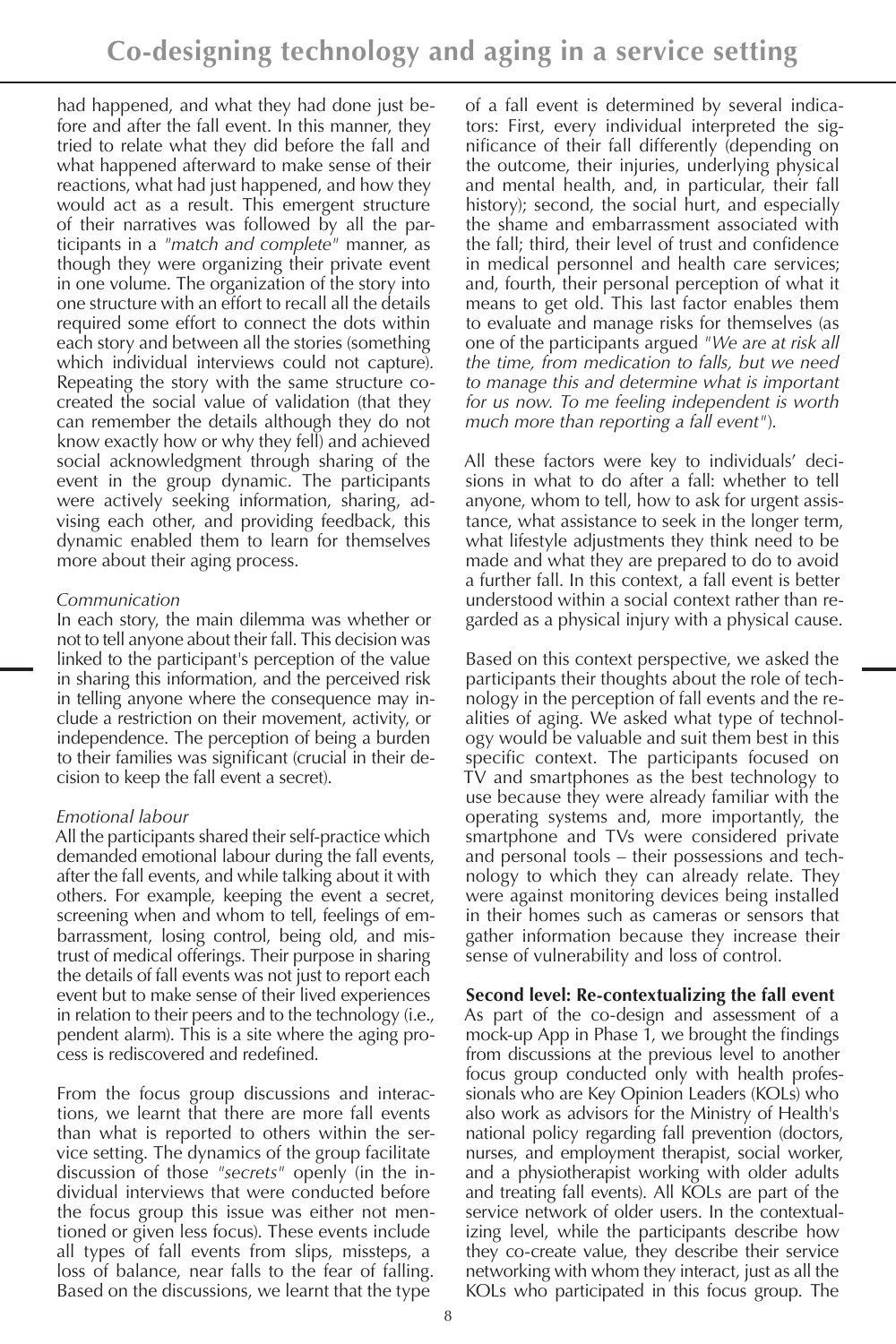had happened, and what they had done just before and after the fall event. In this manner, they tried to relate what they did before the fall and what happened afterward to make sense of their reactions, what had just happened, and how they would act as a result. This emergent structure of their narratives was followed by all the participants in a *"match and complete"* manner, as though they were organizing their private event in one volume. The organization of the story into one structure with an effort to recall all the details required some effort to connect the dots within each story and between all the stories (something which individual interviews could not capture). Repeating the story with the same structure co-created the social value of validation (that they can remember the details although they do not know exactly how or why they fell) and achieved social acknowledgment through sharing of the event in the group dynamic. The participants were actively seeking information, sharing, advising each other, and providing feedback, this dynamic enabled them to learn for themselves more about their aging process.

*Communication*

In each story, the main dilemma was whether or not to tell anyone about their fall. This decision was linked to the participant's perception of the value in sharing this information, and the perceived risk in telling anyone where the consequence may include a restriction on their movement, activity, or independence. The perception of being a burden to their families was significant (crucial in their decision to keep the fall event a secret).

*Emotional labour*

All the participants shared their self-practice which demanded emotional labour during the fall events, after the fall events, and while talking about it with others. For example, keeping the event a secret, screening when and whom to tell, feelings of embarrassment, losing control, being old, and mistrust of medical offerings. Their purpose in sharing the details of fall events was not just to report each event but to make sense of their lived experiences in relation to their peers and to the technology (i.e., pendent alarm). This is a site where the aging process is rediscovered and redefined.

From the focus group discussions and interactions, we learnt that there are more fall events than what is reported to others within the service setting. The dynamics of the group facilitate discussion of those *"secrets"* openly (in the individual interviews that were conducted before the focus group this issue was either not mentioned or given less focus). These events include all types of fall events from slips, missteps, a loss of balance, near falls to the fear of falling. Based on the discussions, we learnt that the type of a fall event is determined by several indicators: First, every individual interpreted the significance of their fall differently (depending on the outcome, their injuries, underlying physical and mental health, and, in particular, their fall history); second, the social hurt, and especially the shame and embarrassment associated with the fall; third, their level of trust and confidence in medical personnel and health care services; and, fourth, their personal perception of what it means to get old. This last factor enables them to evaluate and manage risks for themselves (as one of the participants argued *"We are at risk all the time, from medication to falls, but we need to manage this and determine what is important for us now. To me feeling independent is worth much more than reporting a fall event"*).

All these factors were key to individuals' decisions in what to do after a fall: whether to tell anyone, whom to tell, how to ask for urgent assistance, what assistance to seek in the longer term, what lifestyle adjustments they think need to be made and what they are prepared to do to avoid a further fall. In this context, a fall event is better understood within a social context rather than regarded as a physical injury with a physical cause.

Based on this context perspective, we asked the participants their thoughts about the role of technology in the perception of fall events and the realities of aging. We asked what type of technology would be valuable and suit them best in this specific context. The participants focused on TV and smartphones as the best technology to use because they were already familiar with the operating systems and, more importantly, the smartphone and TVs were considered private and personal tools – their possessions and technology to which they can already relate. They were against monitoring devices being installed in their homes such as cameras or sensors that gather information because they increase their sense of vulnerability and loss of control.

**Second level: Re-contextualizing the fall event**

As part of the co-design and assessment of a mock-up App in Phase 1, we brought the findings from discussions at the previous level to another focus group conducted only with health professionals who are Key Opinion Leaders (KOLs) who also work as advisors for the Ministry of Health's national policy regarding fall prevention (doctors, nurses, and employment therapist, social worker, and a physiotherapist working with older adults and treating fall events). All KOLs are part of the service network of older users. In the contextualizing level, while the participants describe how they co-create value, they describe their service networking with whom they interact, just as all the KOLs who participated in this focus group. The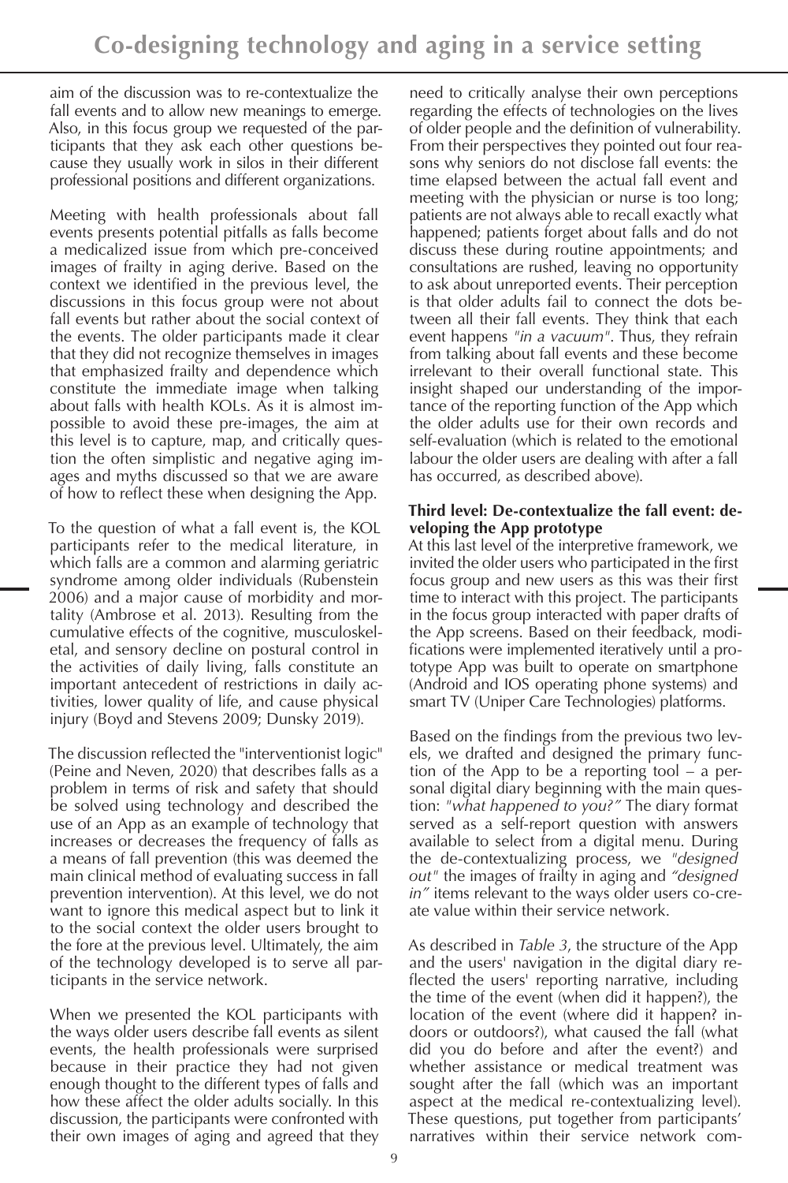aim of the discussion was to re-contextualize the fall events and to allow new meanings to emerge. Also, in this focus group we requested of the participants that they ask each other questions because they usually work in silos in their different professional positions and different organizations.

Meeting with health professionals about fall events presents potential pitfalls as falls become a medicalized issue from which pre-conceived images of frailty in aging derive. Based on the context we identified in the previous level, the discussions in this focus group were not about fall events but rather about the social context of the events. The older participants made it clear that they did not recognize themselves in images that emphasized frailty and dependence which constitute the immediate image when talking about falls with health KOLs. As it is almost impossible to avoid these pre-images, the aim at this level is to capture, map, and critically question the often simplistic and negative aging images and myths discussed so that we are aware of how to reflect these when designing the App.

To the question of what a fall event is, the KOL participants refer to the medical literature, in which falls are a common and alarming geriatric syndrome among older individuals (Rubenstein 2006) and a major cause of morbidity and mortality (Ambrose et al. 2013). Resulting from the cumulative effects of the cognitive, musculoskeletal, and sensory decline on postural control in the activities of daily living, falls constitute an important antecedent of restrictions in daily activities, lower quality of life, and cause physical injury (Boyd and Stevens 2009; Dunsky 2019).

The discussion reflected the "interventionist logic" (Peine and Neven, 2020) that describes falls as a problem in terms of risk and safety that should be solved using technology and described the use of an App as an example of technology that increases or decreases the frequency of falls as a means of fall prevention (this was deemed the main clinical method of evaluating success in fall prevention intervention). At this level, we do not want to ignore this medical aspect but to link it to the social context the older users brought to the fore at the previous level. Ultimately, the aim of the technology developed is to serve all participants in the service network.

When we presented the KOL participants with the ways older users describe fall events as silent events, the health professionals were surprised because in their practice they had not given enough thought to the different types of falls and how these affect the older adults socially. In this discussion, the participants were confronted with their own images of aging and agreed that they need to critically analyse their own perceptions regarding the effects of technologies on the lives of older people and the definition of vulnerability. From their perspectives they pointed out four reasons why seniors do not disclose fall events: the time elapsed between the actual fall event and meeting with the physician or nurse is too long; patients are not always able to recall exactly what happened; patients forget about falls and do not discuss these during routine appointments; and consultations are rushed, leaving no opportunity to ask about unreported events. Their perception is that older adults fail to connect the dots between all their fall events. They think that each event happens *"in a vacuum"*. Thus, they refrain from talking about fall events and these become irrelevant to their overall functional state. This insight shaped our understanding of the importance of the reporting function of the App which the older adults use for their own records and self-evaluation (which is related to the emotional labour the older users are dealing with after a fall has occurred, as described above).

**Third level: De-contextualize the fall event: developing the App prototype**

At this last level of the interpretive framework, we invited the older users who participated in the first focus group and new users as this was their first time to interact with this project. The participants in the focus group interacted with paper drafts of the App screens. Based on their feedback, modifications were implemented iteratively until a prototype App was built to operate on smartphone (Android and IOS operating phone systems) and smart TV (Uniper Care Technologies) platforms.

Based on the findings from the previous two levels, we drafted and designed the primary function of the App to be a reporting tool – a personal digital diary beginning with the main question: *"what happened to you?"* The diary format served as a self-report question with answers available to select from a digital menu. During the de-contextualizing process, we *"designed out"* the images of frailty in aging and *"designed in"* items relevant to the ways older users co-create value within their service network.

As described in *Table 3*, the structure of the App and the users' navigation in the digital diary reflected the users' reporting narrative, including the time of the event (when did it happen?), the location of the event (where did it happen? indoors or outdoors?), what caused the fall (what did you do before and after the event?) and whether assistance or medical treatment was sought after the fall (which was an important aspect at the medical re-contextualizing level). These questions, put together from participants' narratives within their service network com-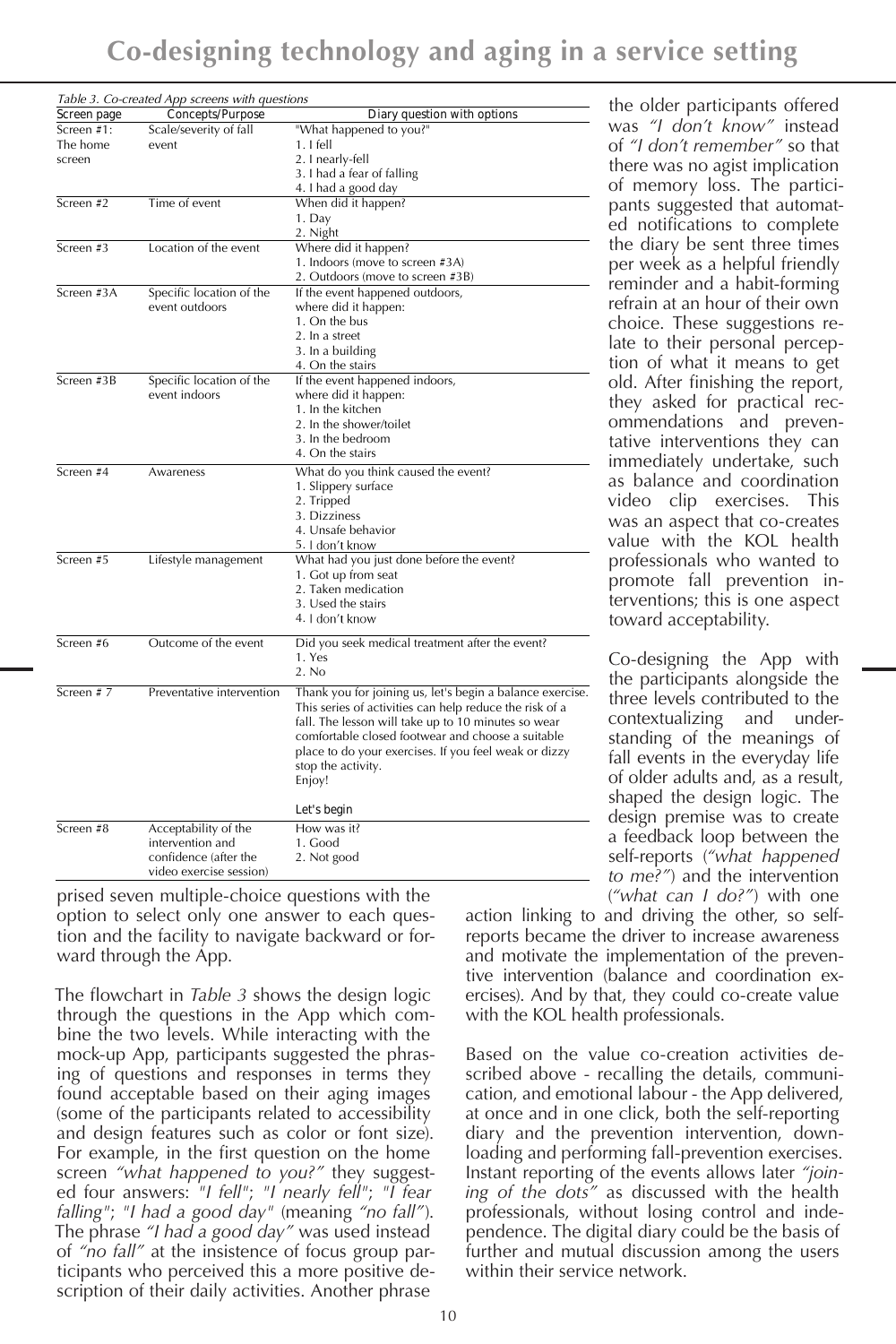*Table 3. Co-created App screens with questions*

| Screen page | Concepts/Purpose | Diary question with options |
|---|---|---|
| Screen #1: The home screen | Scale/severity of fall event | "What happened to you?"<br>1. I fell<br>2. I nearly-fell<br>3. I had a fear of falling<br>4. I had a good day |
| Screen #2 | Time of event | When did it happen?<br>1. Day<br>2. Night |
| Screen #3 | Location of the event | Where did it happen?<br>1. Indoors (move to screen #3A)<br>2. Outdoors (move to screen #3B) |
| Screen #3A | Specific location of the event outdoors | If the event happened outdoors, where did it happen:<br>1. On the bus<br>2. In a street<br>3. In a building<br>4. On the stairs |
| Screen #3B | Specific location of the event indoors | If the event happened indoors, where did it happen:<br>1. In the kitchen<br>2. In the shower/toilet<br>3. In the bedroom<br>4. On the stairs |
| Screen #4 | Awareness | What do you think caused the event?<br>1. Slippery surface<br>2. Tripped<br>3. Dizziness<br>4. Unsafe behavior<br>5. I don't know |
| Screen #5 | Lifestyle management | What had you just done before the event?<br>1. Got up from seat<br>2. Taken medication<br>3. Used the stairs<br>4. I don't know |
| Screen #6 | Outcome of the event | Did you seek medical treatment after the event?<br>1. Yes<br>2. No |
| Screen # 7 | Preventative intervention | Thank you for joining us, let's begin a balance exercise. This series of activities can help reduce the risk of a fall. The lesson will take up to 10 minutes so wear comfortable closed footwear and choose a suitable place to do your exercises. If you feel weak or dizzy stop the activity.<br>Enjoy!<br><br>Let's begin |
| Screen #8 | Acceptability of the intervention and confidence (after the video exercise session) | How was it?<br>1. Good<br>2. Not good |

prised seven multiple-choice questions with the option to select only one answer to each question and the facility to navigate backward or forward through the App.

The flowchart in *Table 3* shows the design logic through the questions in the App which combine the two levels. While interacting with the mock-up App, participants suggested the phrasing of questions and responses in terms they found acceptable based on their aging images (some of the participants related to accessibility and design features such as color or font size). For example, in the first question on the home screen *"what happened to you?"* they suggested four answers: *"I fell"*; *"I nearly fell"*; *"I fear falling"*; *"I had a good day"* (meaning *"no fall"*). The phrase *"I had a good day"* was used instead of *"no fall"* at the insistence of focus group participants who perceived this a more positive description of their daily activities. Another phrase the older participants offered was *"I don't know"* instead of *"I don't remember"* so that there was no agist implication of memory loss. The participants suggested that automated notifications to complete the diary be sent three times per week as a helpful friendly reminder and a habit-forming refrain at an hour of their own choice. These suggestions relate to their personal perception of what it means to get old. After finishing the report, they asked for practical recommendations and preventative interventions they can immediately undertake, such as balance and coordination video clip exercises. This was an aspect that co-creates value with the KOL health professionals who wanted to promote fall prevention interventions; this is one aspect toward acceptability.

Co-designing the App with the participants alongside the three levels contributed to the contextualizing and understanding of the meanings of fall events in the everyday life of older adults and, as a result, shaped the design logic. The design premise was to create a feedback loop between the self-reports (*"what happened to me?"*) and the intervention (*"what can I do?"*) with one action linking to and driving the other, so self-reports became the driver to increase awareness and motivate the implementation of the preventive intervention (balance and coordination exercises). And by that, they could co-create value with the KOL health professionals.

Based on the value co-creation activities described above - recalling the details, communication, and emotional labour - the App delivered, at once and in one click, both the self-reporting diary and the prevention intervention, downloading and performing fall-prevention exercises. Instant reporting of the events allows later *"joining of the dots"* as discussed with the health professionals, without losing control and independence. The digital diary could be the basis of further and mutual discussion among the users within their service network.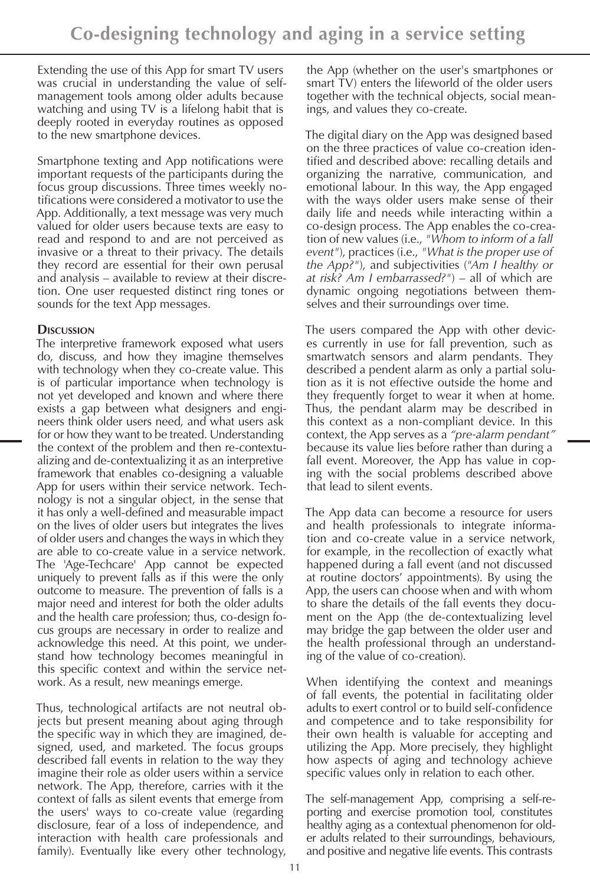Extending the use of this App for smart TV users was crucial in understanding the value of self-management tools among older adults because watching and using TV is a lifelong habit that is deeply rooted in everyday routines as opposed to the new smartphone devices.

Smartphone texting and App notifications were important requests of the participants during the focus group discussions. Three times weekly notifications were considered a motivator to use the App. Additionally, a text message was very much valued for older users because texts are easy to read and respond to and are not perceived as invasive or a threat to their privacy. The details they record are essential for their own perusal and analysis – available to review at their discretion. One user requested distinct ring tones or sounds for the text App messages.

## Discussion

The interpretive framework exposed what users do, discuss, and how they imagine themselves with technology when they co-create value. This is of particular importance when technology is not yet developed and known and where there exists a gap between what designers and engineers think older users need, and what users ask for or how they want to be treated. Understanding the context of the problem and then re-contextualizing and de-contextualizing it as an interpretive framework that enables co-designing a valuable App for users within their service network. Technology is not a singular object, in the sense that it has only a well-defined and measurable impact on the lives of older users but integrates the lives of older users and changes the ways in which they are able to co-create value in a service network. The 'Age-Techcare' App cannot be expected uniquely to prevent falls as if this were the only outcome to measure. The prevention of falls is a major need and interest for both the older adults and the health care profession; thus, co-design focus groups are necessary in order to realize and acknowledge this need. At this point, we understand how technology becomes meaningful in this specific context and within the service network. As a result, new meanings emerge.

Thus, technological artifacts are not neutral objects but present meaning about aging through the specific way in which they are imagined, designed, used, and marketed. The focus groups described fall events in relation to the way they imagine their role as older users within a service network. The App, therefore, carries with it the context of falls as silent events that emerge from the users' ways to co-create value (regarding disclosure, fear of a loss of independence, and interaction with health care professionals and family). Eventually like every other technology, the App (whether on the user's smartphones or smart TV) enters the lifeworld of the older users together with the technical objects, social meanings, and values they co-create.

The digital diary on the App was designed based on the three practices of value co-creation identified and described above: recalling details and organizing the narrative, communication, and emotional labour. In this way, the App engaged with the ways older users make sense of their daily life and needs while interacting within a co-design process. The App enables the co-creation of new values (i.e., *"Whom to inform of a fall event"*), practices (i.e., *"What is the proper use of the App?"*), and subjectivities (*"Am I healthy or at risk? Am I embarrassed?"*) – all of which are dynamic ongoing negotiations between themselves and their surroundings over time.

The users compared the App with other devices currently in use for fall prevention, such as smartwatch sensors and alarm pendants. They described a pendent alarm as only a partial solution as it is not effective outside the home and they frequently forget to wear it when at home. Thus, the pendant alarm may be described in this context as a non-compliant device. In this context, the App serves as a *"pre-alarm pendant"* because its value lies before rather than during a fall event. Moreover, the App has value in coping with the social problems described above that lead to silent events.

The App data can become a resource for users and health professionals to integrate information and co-create value in a service network, for example, in the recollection of exactly what happened during a fall event (and not discussed at routine doctors' appointments). By using the App, the users can choose when and with whom to share the details of the fall events they document on the App (the de-contextualizing level may bridge the gap between the older user and the health professional through an understanding of the value of co-creation).

When identifying the context and meanings of fall events, the potential in facilitating older adults to exert control or to build self-confidence and competence and to take responsibility for their own health is valuable for accepting and utilizing the App. More precisely, they highlight how aspects of aging and technology achieve specific values only in relation to each other.

The self-management App, comprising a self-reporting and exercise promotion tool, constitutes healthy aging as a contextual phenomenon for older adults related to their surroundings, behaviours, and positive and negative life events. This contrasts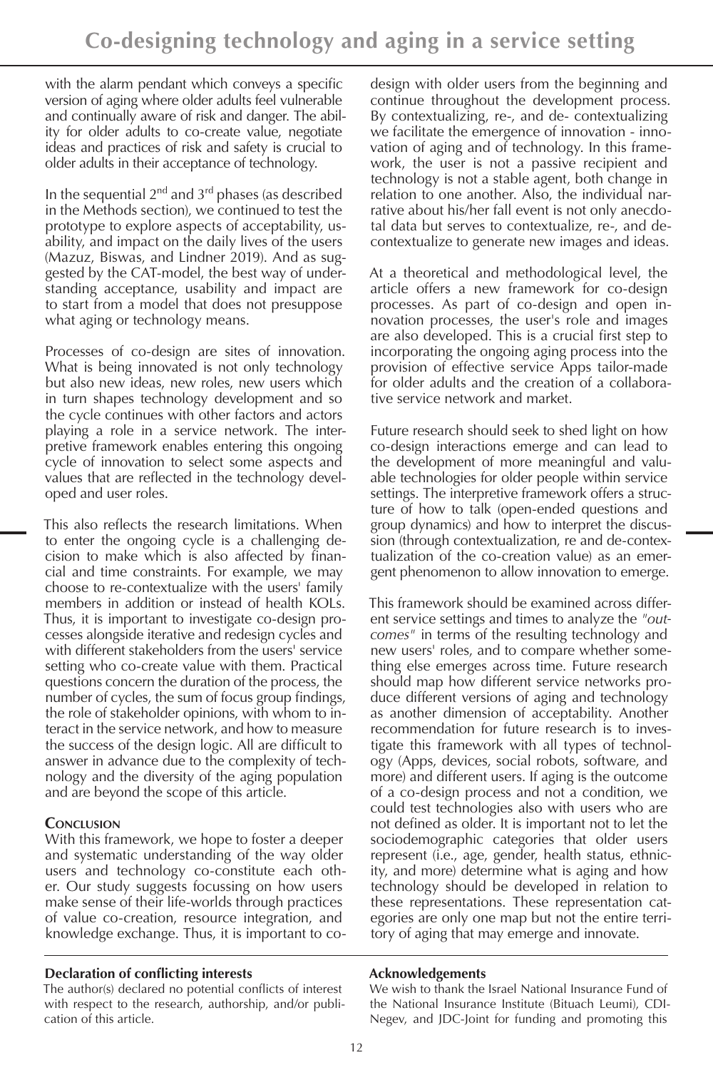with the alarm pendant which conveys a specific version of aging where older adults feel vulnerable and continually aware of risk and danger. The ability for older adults to co-create value, negotiate ideas and practices of risk and safety is crucial to older adults in their acceptance of technology.

In the sequential 2nd and 3rd phases (as described in the Methods section), we continued to test the prototype to explore aspects of acceptability, usability, and impact on the daily lives of the users (Mazuz, Biswas, and Lindner 2019). And as suggested by the CAT-model, the best way of understanding acceptance, usability and impact are to start from a model that does not presuppose what aging or technology means.

Processes of co-design are sites of innovation. What is being innovated is not only technology but also new ideas, new roles, new users which in turn shapes technology development and so the cycle continues with other factors and actors playing a role in a service network. The interpretive framework enables entering this ongoing cycle of innovation to select some aspects and values that are reflected in the technology developed and user roles.

This also reflects the research limitations. When to enter the ongoing cycle is a challenging decision to make which is also affected by financial and time constraints. For example, we may choose to re-contextualize with the users' family members in addition or instead of health KOLs. Thus, it is important to investigate co-design processes alongside iterative and redesign cycles and with different stakeholders from the users' service setting who co-create value with them. Practical questions concern the duration of the process, the number of cycles, the sum of focus group findings, the role of stakeholder opinions, with whom to interact in the service network, and how to measure the success of the design logic. All are difficult to answer in advance due to the complexity of technology and the diversity of the aging population and are beyond the scope of this article.

## Conclusion

With this framework, we hope to foster a deeper and systematic understanding of the way older users and technology co-constitute each other. Our study suggests focussing on how users make sense of their life-worlds through practices of value co-creation, resource integration, and knowledge exchange. Thus, it is important to co-design with older users from the beginning and continue throughout the development process. By contextualizing, re-, and de- contextualizing we facilitate the emergence of innovation - innovation of aging and of technology. In this framework, the user is not a passive recipient and technology is not a stable agent, both change in relation to one another. Also, the individual narrative about his/her fall event is not only anecdotal data but serves to contextualize, re-, and de-contextualize to generate new images and ideas.

At a theoretical and methodological level, the article offers a new framework for co-design processes. As part of co-design and open innovation processes, the user's role and images are also developed. This is a crucial first step to incorporating the ongoing aging process into the provision of effective service Apps tailor-made for older adults and the creation of a collaborative service network and market.

Future research should seek to shed light on how co-design interactions emerge and can lead to the development of more meaningful and valuable technologies for older people within service settings. The interpretive framework offers a structure of how to talk (open-ended questions and group dynamics) and how to interpret the discussion (through contextualization, re and de-contextualization of the co-creation value) as an emergent phenomenon to allow innovation to emerge.

This framework should be examined across different service settings and times to analyze the *"outcomes"* in terms of the resulting technology and new users' roles, and to compare whether something else emerges across time. Future research should map how different service networks produce different versions of aging and technology as another dimension of acceptability. Another recommendation for future research is to investigate this framework with all types of technology (Apps, devices, social robots, software, and more) and different users. If aging is the outcome of a co-design process and not a condition, we could test technologies also with users who are not defined as older. It is important not to let the sociodemographic categories that older users represent (i.e., age, gender, health status, ethnicity, and more) determine what is aging and how technology should be developed in relation to these representations. These representation categories are only one map but not the entire territory of aging that may emerge and innovate.

**Declaration of conflicting interests**

The author(s) declared no potential conflicts of interest with respect to the research, authorship, and/or publication of this article.

**Acknowledgements**

We wish to thank the Israel National Insurance Fund of the National Insurance Institute (Bituach Leumi), CDI-Negev, and JDC-Joint for funding and promoting this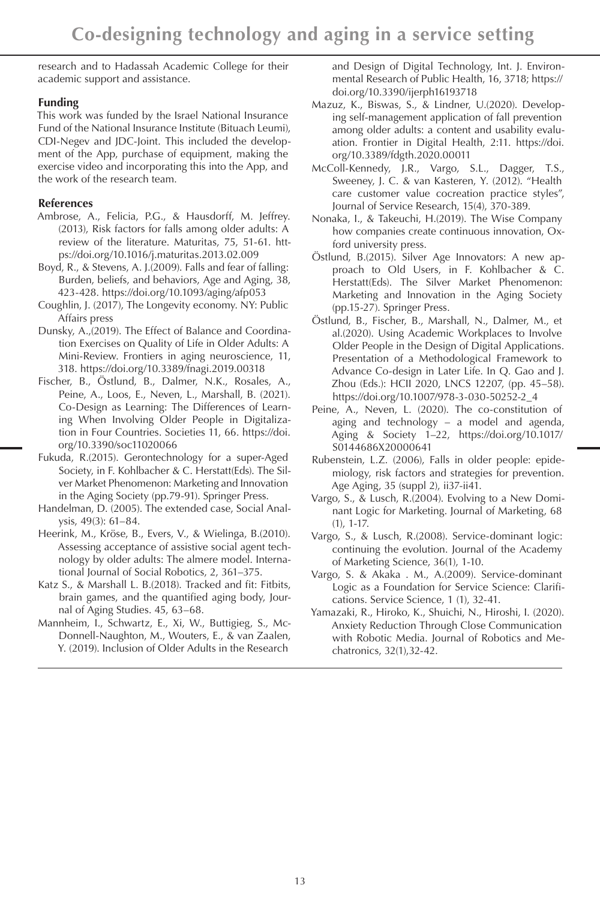research and to Hadassah Academic College for their academic support and assistance.

### Funding

This work was funded by the Israel National Insurance Fund of the National Insurance Institute (Bituach Leumi), CDI-Negev and JDC-Joint. This included the development of the App, purchase of equipment, making the exercise video and incorporating this into the App, and the work of the research team.

### References

Ambrose, A., Felicia, P.G., & Hausdorff, M. Jeffrey. (2013), Risk factors for falls among older adults: A review of the literature. Maturitas, 75, 51-61. https://doi.org/10.1016/j.maturitas.2013.02.009

Boyd, R., & Stevens, A. J.(2009). Falls and fear of falling: Burden, beliefs, and behaviors, Age and Aging, 38, 423-428. https://doi.org/10.1093/aging/afp053

Coughlin, J. (2017), The Longevity economy. NY: Public Affairs press

Dunsky, A.,(2019). The Effect of Balance and Coordination Exercises on Quality of Life in Older Adults: A Mini-Review. Frontiers in aging neuroscience, 11, 318. https://doi.org/10.3389/fnagi.2019.00318

Fischer, B., Östlund, B., Dalmer, N.K., Rosales, A., Peine, A., Loos, E., Neven, L., Marshall, B. (2021). Co-Design as Learning: The Differences of Learning When Involving Older People in Digitalization in Four Countries. Societies 11, 66. https://doi.org/10.3390/soc11020066

Fukuda, R.(2015). Gerontechnology for a super-Aged Society, in F. Kohlbacher & C. Herstatt(Eds). The Silver Market Phenomenon: Marketing and Innovation in the Aging Society (pp.79-91). Springer Press.

Handelman, D. (2005). The extended case, Social Analysis, 49(3): 61–84.

Heerink, M., Kröse, B., Evers, V., & Wielinga, B.(2010). Assessing acceptance of assistive social agent technology by older adults: The almere model. International Journal of Social Robotics, 2, 361–375.

Katz S., & Marshall L. B.(2018). Tracked and fit: Fitbits, brain games, and the quantified aging body, Journal of Aging Studies. 45, 63–68.

Mannheim, I., Schwartz, E., Xi, W., Buttigieg, S., McDonnell-Naughton, M., Wouters, E., & van Zaalen, Y. (2019). Inclusion of Older Adults in the Research and Design of Digital Technology, Int. J. Environmental Research of Public Health, 16, 3718; https://doi.org/10.3390/ijerph16193718

Mazuz, K., Biswas, S., & Lindner, U.(2020). Developing self-management application of fall prevention among older adults: a content and usability evaluation. Frontier in Digital Health, 2:11. https://doi.org/10.3389/fdgth.2020.00011

McColl-Kennedy, J.R., Vargo, S.L., Dagger, T.S., Sweeney, J. C. & van Kasteren, Y. (2012). "Health care customer value cocreation practice styles", Journal of Service Research, 15(4), 370-389.

Nonaka, I., & Takeuchi, H.(2019). The Wise Company how companies create continuous innovation, Oxford university press.

Östlund, B.(2015). Silver Age Innovators: A new approach to Old Users, in F. Kohlbacher & C. Herstatt(Eds). The Silver Market Phenomenon: Marketing and Innovation in the Aging Society (pp.15-27). Springer Press.

Östlund, B., Fischer, B., Marshall, N., Dalmer, M., et al.(2020). Using Academic Workplaces to Involve Older People in the Design of Digital Applications. Presentation of a Methodological Framework to Advance Co-design in Later Life. In Q. Gao and J. Zhou (Eds.): HCII 2020, LNCS 12207, (pp. 45–58). https://doi.org/10.1007/978-3-030-50252-2_4

Peine, A., Neven, L. (2020). The co-constitution of aging and technology – a model and agenda, Aging & Society 1–22, https://doi.org/10.1017/S0144686X20000641

Rubenstein, L.Z. (2006), Falls in older people: epidemiology, risk factors and strategies for prevention. Age Aging, 35 (suppl 2), ii37-ii41.

Vargo, S., & Lusch, R.(2004). Evolving to a New Dominant Logic for Marketing. Journal of Marketing, 68 (1), 1-17.

Vargo, S., & Lusch, R.(2008). Service-dominant logic: continuing the evolution. Journal of the Academy of Marketing Science, 36(1), 1-10.

Vargo, S. & Akaka . M., A.(2009). Service-dominant Logic as a Foundation for Service Science: Clarifications. Service Science, 1 (1), 32-41.

Yamazaki, R., Hiroko, K., Shuichi, N., Hiroshi, I. (2020). Anxiety Reduction Through Close Communication with Robotic Media. Journal of Robotics and Mechatronics, 32(1),32-42.